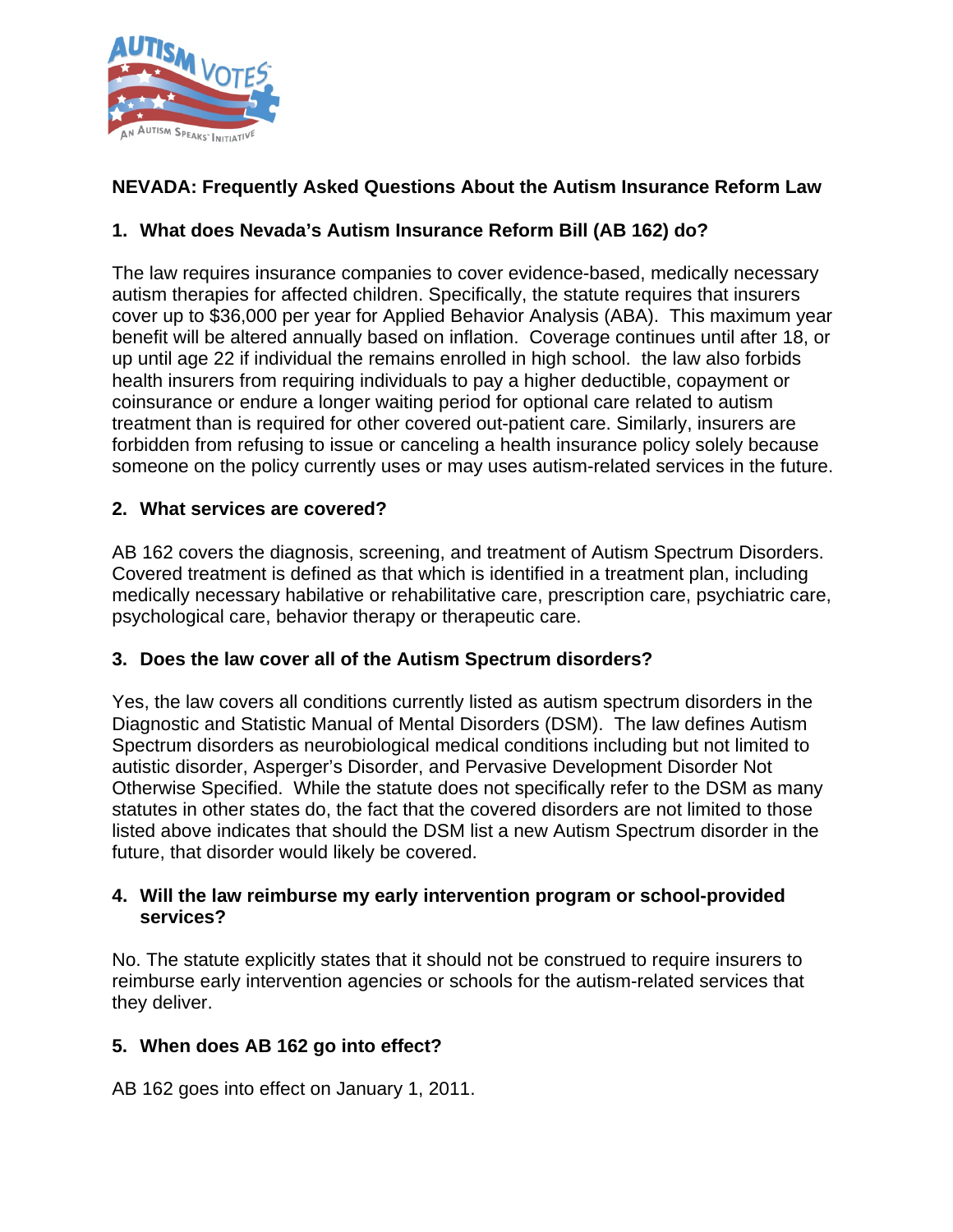## NEVADA: Frequently Asked Questions About the Autism Insurance Reform Law

### 1. What does Nevada's Autism Insurance Reform Bill (AB 162) do?

The law requires insurance companies to cover evidence-based, medically necessary autism therapies for affected children. Specifically, the statute requires that insurers cover up to $36,000 per year for Applied Behavior Analysis (ABA). This maximum year benefit will be altered annually based on inflation. Coverage continues until after 18, or up until age 22 if individual the remains enrolled in high school. the law also forbids health insurers from requiring individuals to pay a higher deductible, copayment or coinsurance or endure a longer waiting period for optional care related to autism treatment than is required for other covered out-patient care. Similarly, insurers are forbidden from refusing to issue or canceling a health insurance policy solely because someone on the policy currently uses or may uses autism-related services in the future.

### 2. What services are covered?

AB 162 covers the diagnosis, screening, and treatment of Autism Spectrum Disorders. Covered treatment is defined as that which is identified in a treatment plan, including medically necessary habilative or rehabilitative care, prescription care, psychiatric care, psychological care, behavior therapy or therapeutic care.

### 3. Does the law cover all of the Autism Spectrum disorders?

Yes, the law covers all conditions currently listed as autism spectrum disorders in the Diagnostic and Statistic Manual of Mental Disorders (DSM). The law defines Autism Spectrum disorders as neurobiological medical conditions including but not limited to autistic disorder, Asperger's Disorder, and Pervasive Development Disorder Not Otherwise Specified. While the statute does not specifically refer to the DSM as many statutes in other states do, the fact that the covered disorders are not limited to those listed above indicates that should the DSM list a new Autism Spectrum disorder in the future, that disorder would likely be covered.

### 4. Will the law reimburse my early intervention program or school-provided services?

No. The statute explicitly states that it should not be construed to require insurers to reimburse early intervention agencies or schools for the autism-related services that they deliver.

### 5. When does AB 162 go into effect?

AB 162 goes into effect on January 1, 2011.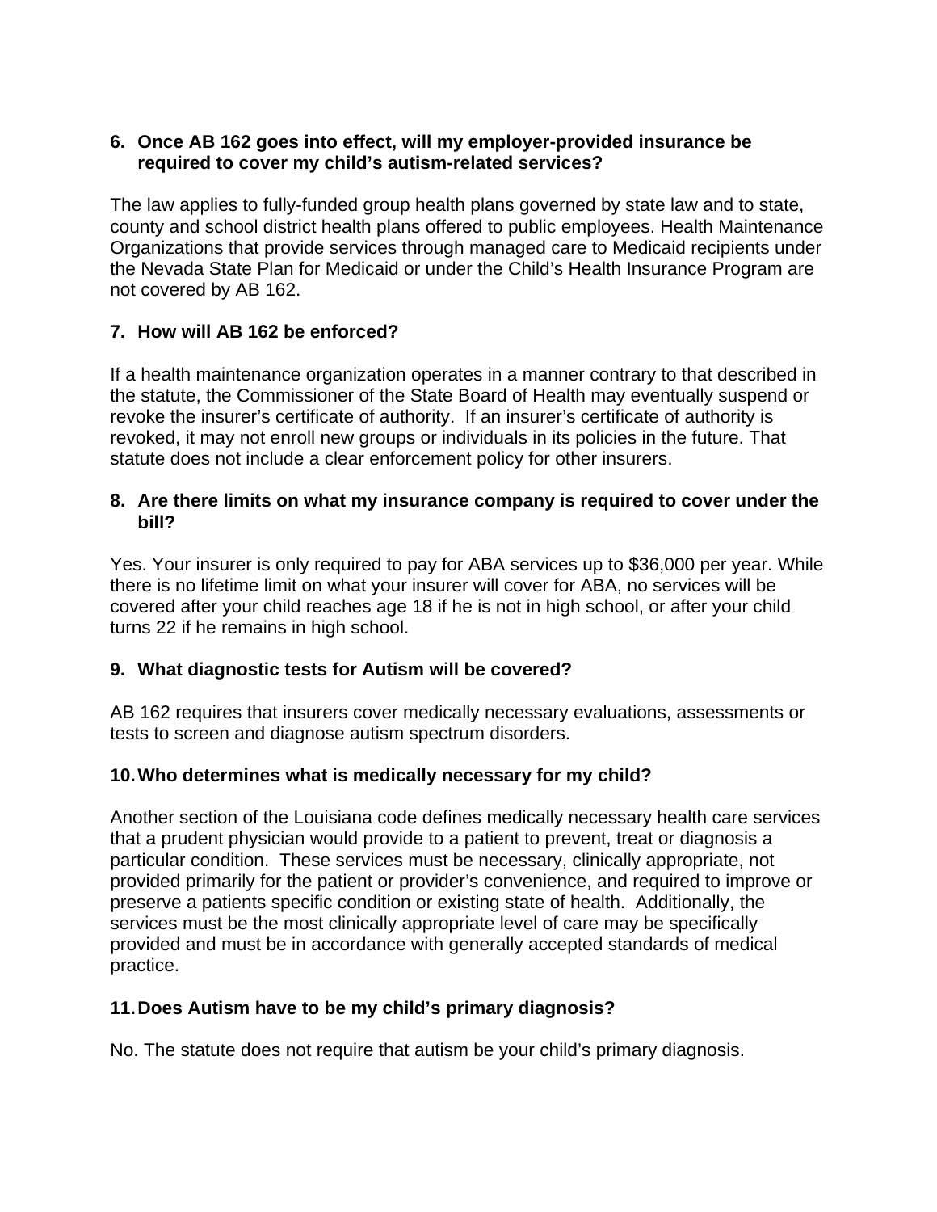**6. Once AB 162 goes into effect, will my employer-provided insurance be required to cover my child's autism-related services?**

The law applies to fully-funded group health plans governed by state law and to state, county and school district health plans offered to public employees. Health Maintenance Organizations that provide services through managed care to Medicaid recipients under the Nevada State Plan for Medicaid or under the Child's Health Insurance Program are not covered by AB 162.

**7. How will AB 162 be enforced?**

If a health maintenance organization operates in a manner contrary to that described in the statute, the Commissioner of the State Board of Health may eventually suspend or revoke the insurer's certificate of authority. If an insurer's certificate of authority is revoked, it may not enroll new groups or individuals in its policies in the future. That statute does not include a clear enforcement policy for other insurers.

**8. Are there limits on what my insurance company is required to cover under the bill?**

Yes. Your insurer is only required to pay for ABA services up to $36,000 per year. While there is no lifetime limit on what your insurer will cover for ABA, no services will be covered after your child reaches age 18 if he is not in high school, or after your child turns 22 if he remains in high school.

**9. What diagnostic tests for Autism will be covered?**

AB 162 requires that insurers cover medically necessary evaluations, assessments or tests to screen and diagnose autism spectrum disorders.

**10. Who determines what is medically necessary for my child?**

Another section of the Louisiana code defines medically necessary health care services that a prudent physician would provide to a patient to prevent, treat or diagnosis a particular condition. These services must be necessary, clinically appropriate, not provided primarily for the patient or provider's convenience, and required to improve or preserve a patients specific condition or existing state of health. Additionally, the services must be the most clinically appropriate level of care may be specifically provided and must be in accordance with generally accepted standards of medical practice.

**11. Does Autism have to be my child's primary diagnosis?**

No. The statute does not require that autism be your child's primary diagnosis.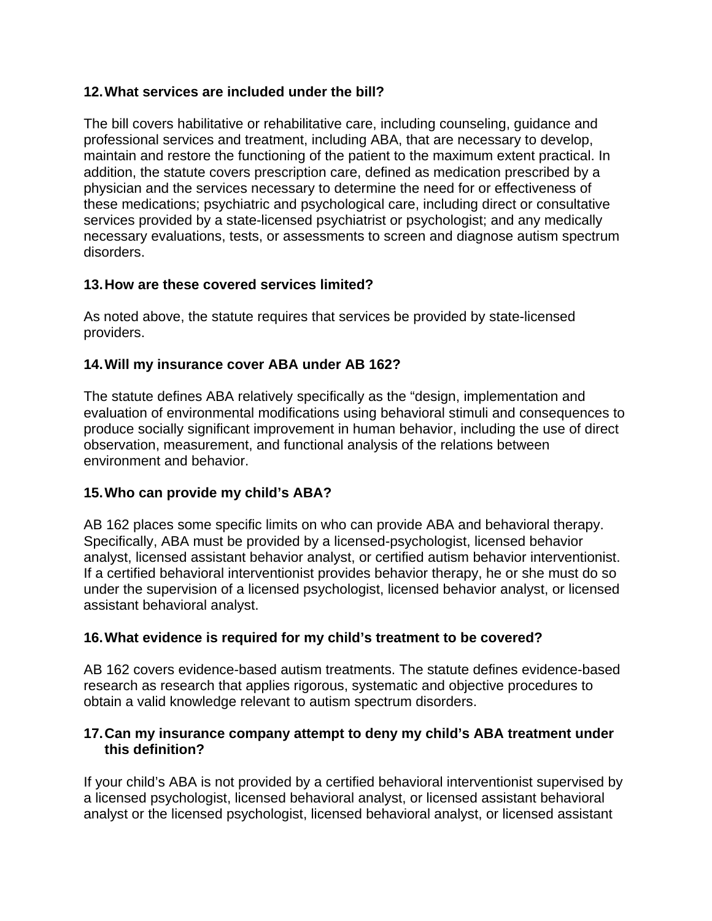**12. What services are included under the bill?**

The bill covers habilitative or rehabilitative care, including counseling, guidance and professional services and treatment, including ABA, that are necessary to develop, maintain and restore the functioning of the patient to the maximum extent practical. In addition, the statute covers prescription care, defined as medication prescribed by a physician and the services necessary to determine the need for or effectiveness of these medications; psychiatric and psychological care, including direct or consultative services provided by a state-licensed psychiatrist or psychologist; and any medically necessary evaluations, tests, or assessments to screen and diagnose autism spectrum disorders.

**13. How are these covered services limited?**

As noted above, the statute requires that services be provided by state-licensed providers.

**14. Will my insurance cover ABA under AB 162?**

The statute defines ABA relatively specifically as the "design, implementation and evaluation of environmental modifications using behavioral stimuli and consequences to produce socially significant improvement in human behavior, including the use of direct observation, measurement, and functional analysis of the relations between environment and behavior.

**15. Who can provide my child's ABA?**

AB 162 places some specific limits on who can provide ABA and behavioral therapy. Specifically, ABA must be provided by a licensed-psychologist, licensed behavior analyst, licensed assistant behavior analyst, or certified autism behavior interventionist. If a certified behavioral interventionist provides behavior therapy, he or she must do so under the supervision of a licensed psychologist, licensed behavior analyst, or licensed assistant behavioral analyst.

**16. What evidence is required for my child's treatment to be covered?**

AB 162 covers evidence-based autism treatments. The statute defines evidence-based research as research that applies rigorous, systematic and objective procedures to obtain a valid knowledge relevant to autism spectrum disorders.

**17. Can my insurance company attempt to deny my child's ABA treatment under this definition?**

If your child's ABA is not provided by a certified behavioral interventionist supervised by a licensed psychologist, licensed behavioral analyst, or licensed assistant behavioral analyst or the licensed psychologist, licensed behavioral analyst, or licensed assistant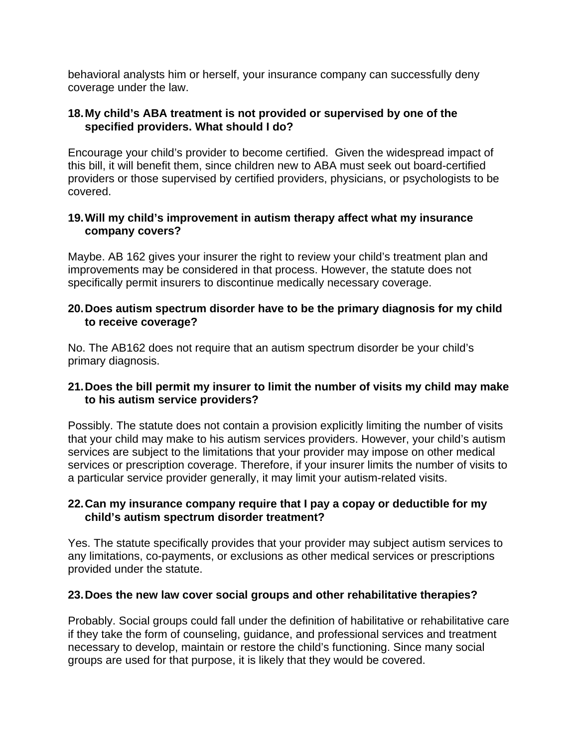behavioral analysts him or herself, your insurance company can successfully deny coverage under the law.

**18. My child's ABA treatment is not provided or supervised by one of the specified providers. What should I do?**

Encourage your child's provider to become certified. Given the widespread impact of this bill, it will benefit them, since children new to ABA must seek out board-certified providers or those supervised by certified providers, physicians, or psychologists to be covered.

**19. Will my child's improvement in autism therapy affect what my insurance company covers?**

Maybe. AB 162 gives your insurer the right to review your child's treatment plan and improvements may be considered in that process. However, the statute does not specifically permit insurers to discontinue medically necessary coverage.

**20. Does autism spectrum disorder have to be the primary diagnosis for my child to receive coverage?**

No. The AB162 does not require that an autism spectrum disorder be your child's primary diagnosis.

**21. Does the bill permit my insurer to limit the number of visits my child may make to his autism service providers?**

Possibly. The statute does not contain a provision explicitly limiting the number of visits that your child may make to his autism services providers. However, your child's autism services are subject to the limitations that your provider may impose on other medical services or prescription coverage. Therefore, if your insurer limits the number of visits to a particular service provider generally, it may limit your autism-related visits.

**22. Can my insurance company require that I pay a copay or deductible for my child's autism spectrum disorder treatment?**

Yes. The statute specifically provides that your provider may subject autism services to any limitations, co-payments, or exclusions as other medical services or prescriptions provided under the statute.

**23. Does the new law cover social groups and other rehabilitative therapies?**

Probably. Social groups could fall under the definition of habilitative or rehabilitative care if they take the form of counseling, guidance, and professional services and treatment necessary to develop, maintain or restore the child's functioning. Since many social groups are used for that purpose, it is likely that they would be covered.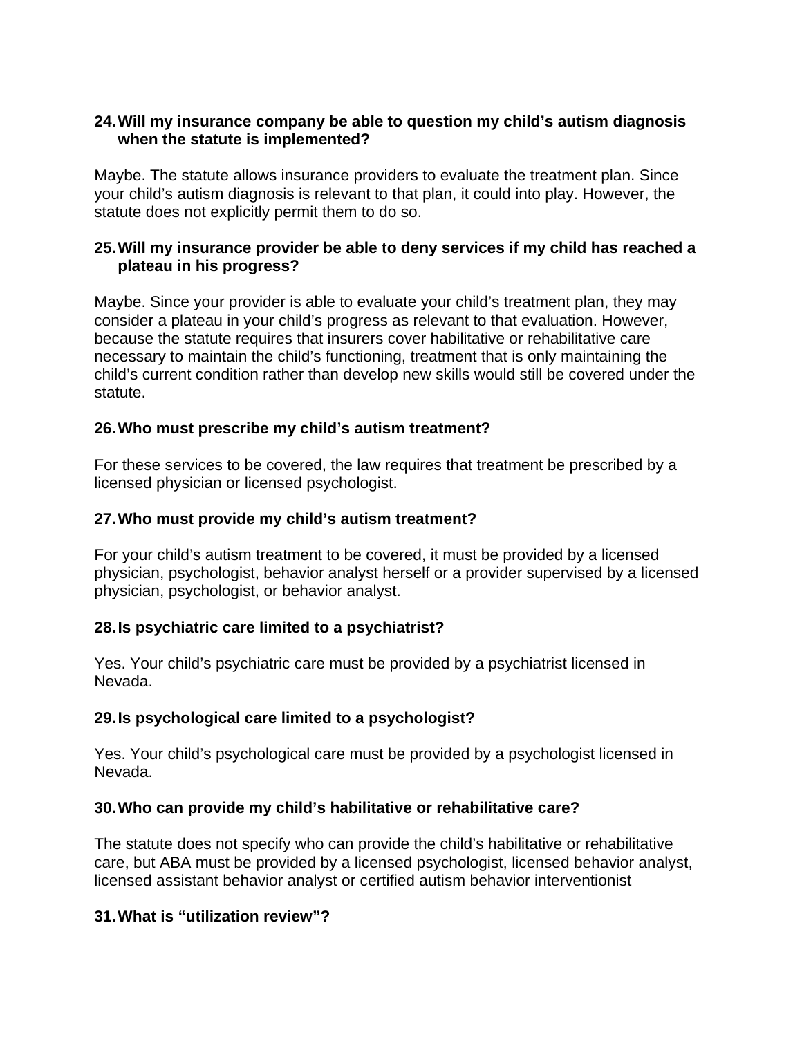**24. Will my insurance company be able to question my child's autism diagnosis when the statute is implemented?**

Maybe. The statute allows insurance providers to evaluate the treatment plan. Since your child's autism diagnosis is relevant to that plan, it could into play. However, the statute does not explicitly permit them to do so.

**25. Will my insurance provider be able to deny services if my child has reached a plateau in his progress?**

Maybe. Since your provider is able to evaluate your child's treatment plan, they may consider a plateau in your child's progress as relevant to that evaluation. However, because the statute requires that insurers cover habilitative or rehabilitative care necessary to maintain the child's functioning, treatment that is only maintaining the child's current condition rather than develop new skills would still be covered under the statute.

**26. Who must prescribe my child's autism treatment?**

For these services to be covered, the law requires that treatment be prescribed by a licensed physician or licensed psychologist.

**27. Who must provide my child's autism treatment?**

For your child's autism treatment to be covered, it must be provided by a licensed physician, psychologist, behavior analyst herself or a provider supervised by a licensed physician, psychologist, or behavior analyst.

**28. Is psychiatric care limited to a psychiatrist?**

Yes. Your child's psychiatric care must be provided by a psychiatrist licensed in Nevada.

**29. Is psychological care limited to a psychologist?**

Yes. Your child's psychological care must be provided by a psychologist licensed in Nevada.

**30. Who can provide my child's habilitative or rehabilitative care?**

The statute does not specify who can provide the child's habilitative or rehabilitative care, but ABA must be provided by a licensed psychologist, licensed behavior analyst, licensed assistant behavior analyst or certified autism behavior interventionist

**31. What is "utilization review"?**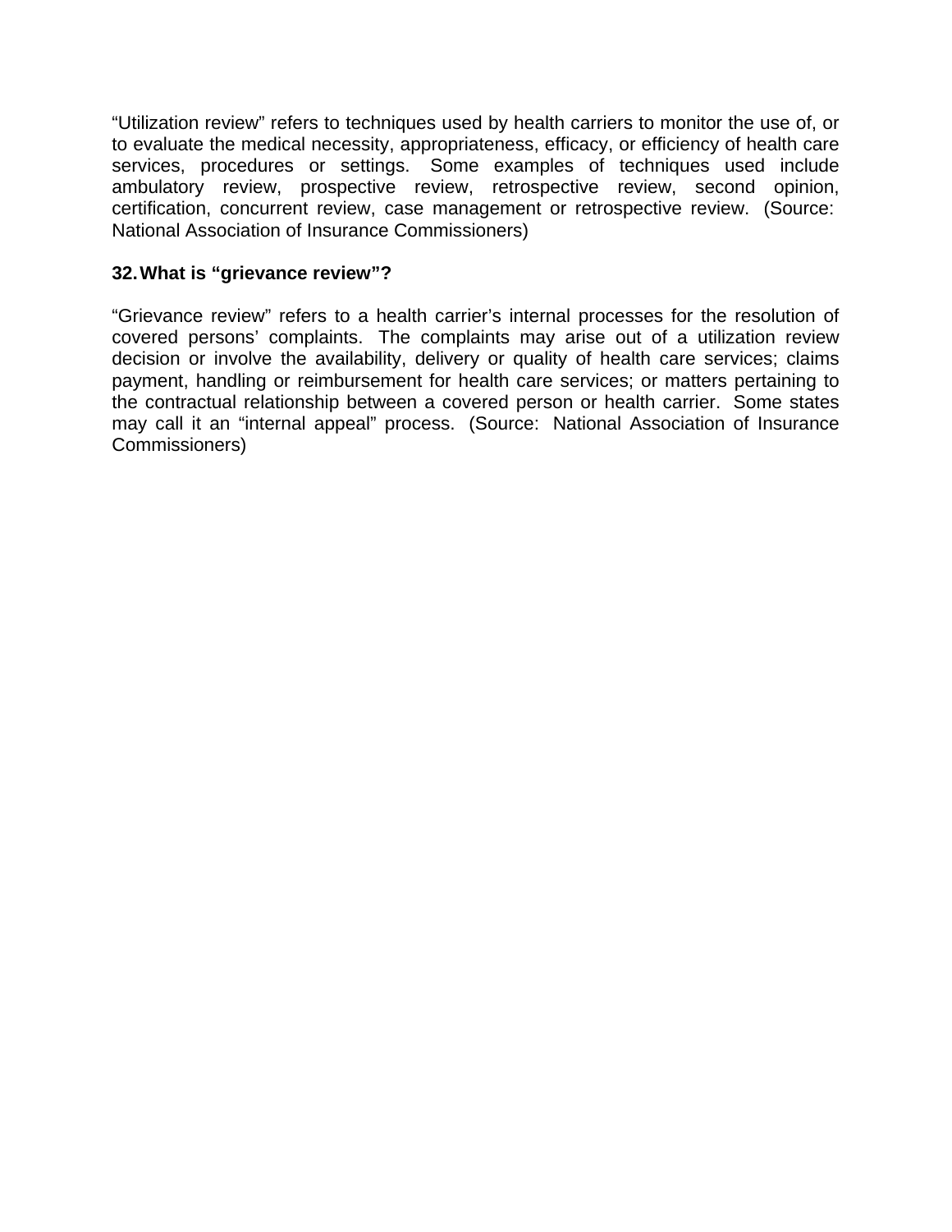"Utilization review" refers to techniques used by health carriers to monitor the use of, or to evaluate the medical necessity, appropriateness, efficacy, or efficiency of health care services, procedures or settings. Some examples of techniques used include ambulatory review, prospective review, retrospective review, second opinion, certification, concurrent review, case management or retrospective review. (Source: National Association of Insurance Commissioners)

**32. What is "grievance review"?**

"Grievance review" refers to a health carrier's internal processes for the resolution of covered persons' complaints. The complaints may arise out of a utilization review decision or involve the availability, delivery or quality of health care services; claims payment, handling or reimbursement for health care services; or matters pertaining to the contractual relationship between a covered person or health carrier. Some states may call it an "internal appeal" process. (Source: National Association of Insurance Commissioners)